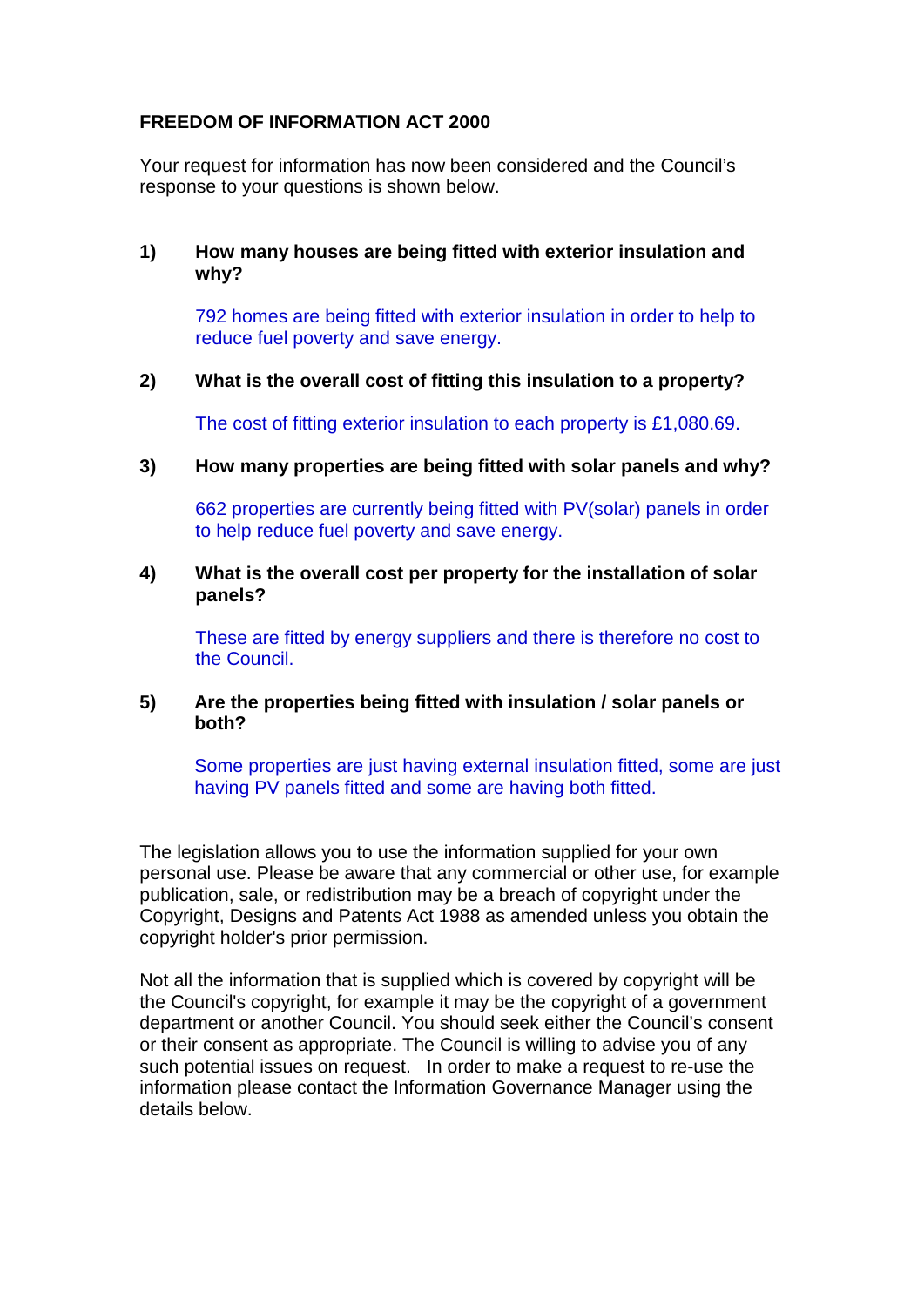**FREEDOM OF INFORMATION ACT 2000**

Your request for information has now been considered and the Council's response to your questions is shown below.

1) **How many houses are being fitted with exterior insulation and why?**

   792 homes are being fitted with exterior insulation in order to help to reduce fuel poverty and save energy.

2) **What is the overall cost of fitting this insulation to a property?**

   The cost of fitting exterior insulation to each property is £1,080.69.

3) **How many properties are being fitted with solar panels and why?**

   662 properties are currently being fitted with PV(solar) panels in order to help reduce fuel poverty and save energy.

4) **What is the overall cost per property for the installation of solar panels?**

   These are fitted by energy suppliers and there is therefore no cost to the Council.

5) **Are the properties being fitted with insulation / solar panels or both?**

   Some properties are just having external insulation fitted, some are just having PV panels fitted and some are having both fitted.

The legislation allows you to use the information supplied for your own personal use. Please be aware that any commercial or other use, for example publication, sale, or redistribution may be a breach of copyright under the Copyright, Designs and Patents Act 1988 as amended unless you obtain the copyright holder's prior permission.

Not all the information that is supplied which is covered by copyright will be the Council's copyright, for example it may be the copyright of a government department or another Council. You should seek either the Council's consent or their consent as appropriate. The Council is willing to advise you of any such potential issues on request. In order to make a request to re-use the information please contact the Information Governance Manager using the details below.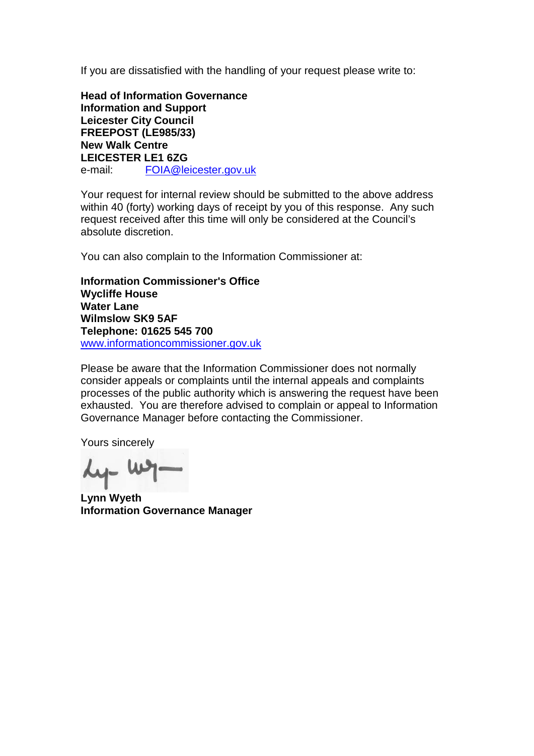If you are dissatisfied with the handling of your request please write to:

**Head of Information Governance**
**Information and Support**
**Leicester City Council**
**FREEPOST (LE985/33)**
**New Walk Centre**
**LEICESTER LE1 6ZG**
e-mail: FOIA@leicester.gov.uk

Your request for internal review should be submitted to the above address within 40 (forty) working days of receipt by you of this response. Any such request received after this time will only be considered at the Council's absolute discretion.

You can also complain to the Information Commissioner at:

**Information Commissioner's Office**
**Wycliffe House**
**Water Lane**
**Wilmslow SK9 5AF**
**Telephone: 01625 545 700**
www.informationcommissioner.gov.uk

Please be aware that the Information Commissioner does not normally consider appeals or complaints until the internal appeals and complaints processes of the public authority which is answering the request have been exhausted. You are therefore advised to complain or appeal to Information Governance Manager before contacting the Commissioner.

Yours sincerely

**Lynn Wyeth**
**Information Governance Manager**